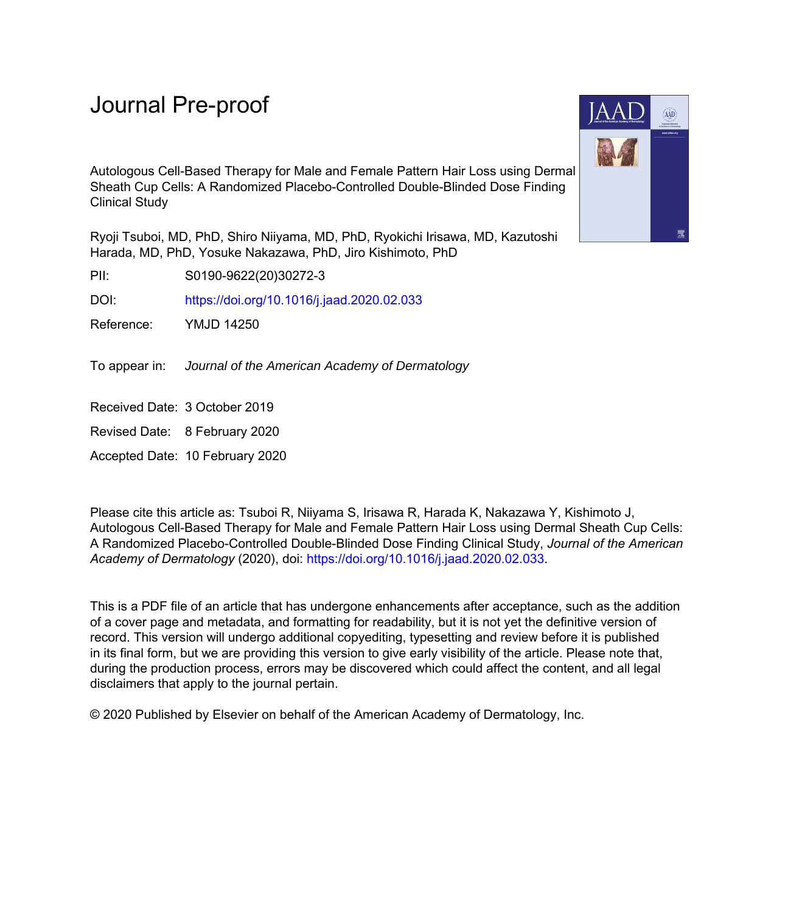Journal Pre-proof

Autologous Cell-Based Therapy for Male and Female Pattern Hair Loss using Dermal Sheath Cup Cells: A Randomized Placebo-Controlled Double-Blinded Dose Finding Clinical Study

Ryoji Tsuboi, MD, PhD, Shiro Niiyama, MD, PhD, Ryokichi Irisawa, MD, Kazutoshi Harada, MD, PhD, Yosuke Nakazawa, PhD, Jiro Kishimoto, PhD

PII: S0190-9622(20)30272-3

DOI: https://doi.org/10.1016/j.jaad.2020.02.033

Reference: YMJD 14250

To appear in: *Journal of the American Academy of Dermatology*

Received Date: 3 October 2019

Revised Date: 8 February 2020

Accepted Date: 10 February 2020

Please cite this article as: Tsuboi R, Niiyama S, Irisawa R, Harada K, Nakazawa Y, Kishimoto J, Autologous Cell-Based Therapy for Male and Female Pattern Hair Loss using Dermal Sheath Cup Cells: A Randomized Placebo-Controlled Double-Blinded Dose Finding Clinical Study, *Journal of the American Academy of Dermatology* (2020), doi: https://doi.org/10.1016/j.jaad.2020.02.033.

This is a PDF file of an article that has undergone enhancements after acceptance, such as the addition of a cover page and metadata, and formatting for readability, but it is not yet the definitive version of record. This version will undergo additional copyediting, typesetting and review before it is published in its final form, but we are providing this version to give early visibility of the article. Please note that, during the production process, errors may be discovered which could affect the content, and all legal disclaimers that apply to the journal pertain.

© 2020 Published by Elsevier on behalf of the American Academy of Dermatology, Inc.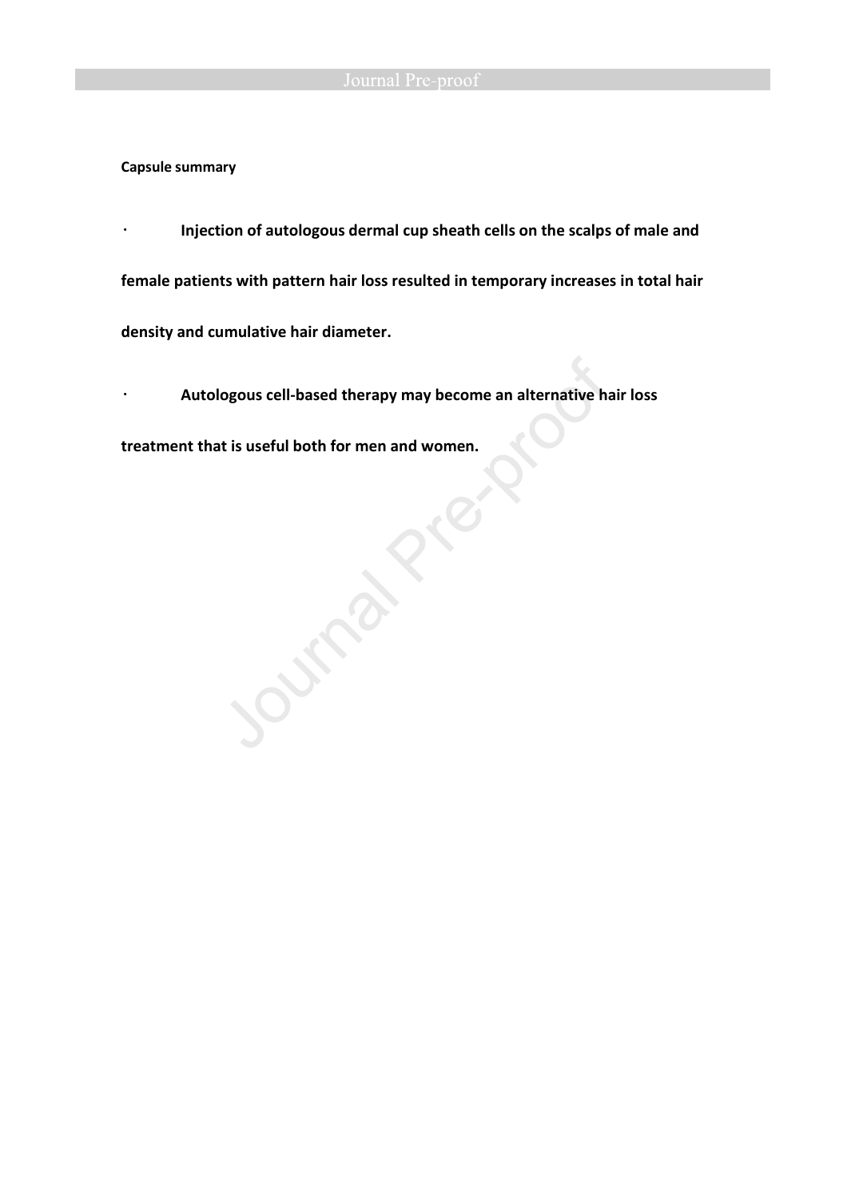**Capsule summary**

- **Injection of autologous dermal cup sheath cells on the scalps of male and female patients with pattern hair loss resulted in temporary increases in total hair density and cumulative hair diameter.**
- **Autologous cell-based therapy may become an alternative hair loss treatment that is useful both for men and women.**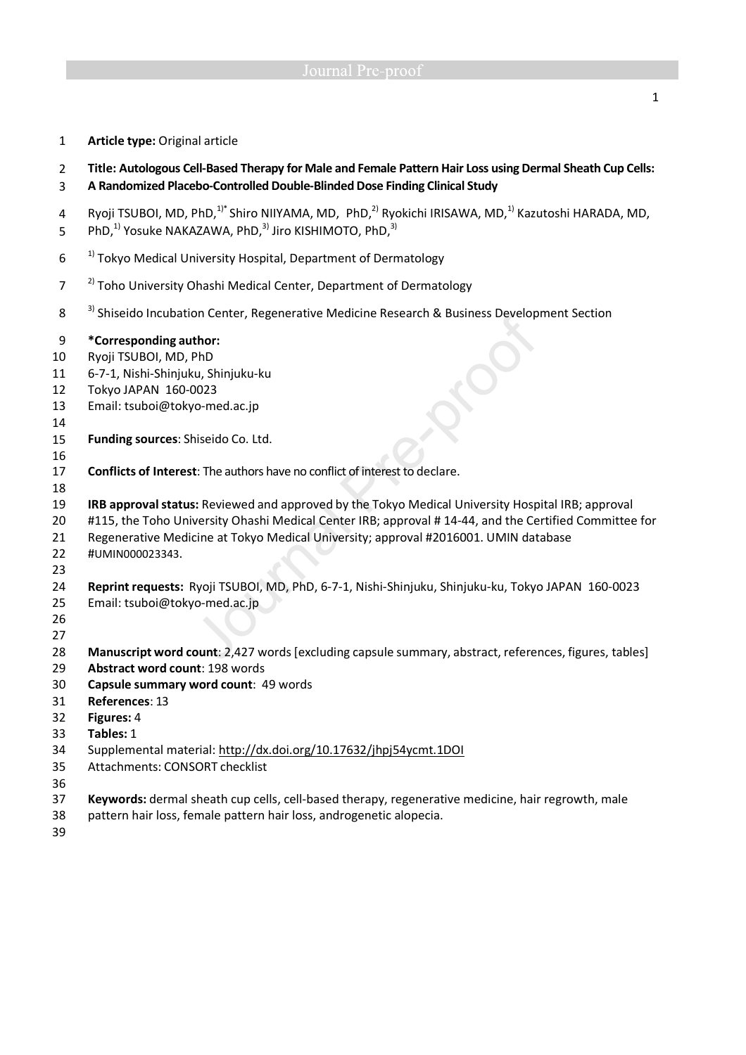**Article type:** Original article

**Title: Autologous Cell-Based Therapy for Male and Female Pattern Hair Loss using Dermal Sheath Cup Cells: A Randomized Placebo-Controlled Double-Blinded Dose Finding Clinical Study**

Ryoji TSUBOI, MD, PhD,[1)*] Shiro NIIYAMA, MD, PhD,[2)] Ryokichi IRISAWA, MD,[1)] Kazutoshi HARADA, MD, PhD,[1)] Yosuke NAKAZAWA, PhD,[3)] Jiro KISHIMOTO, PhD,[3)]

[1)] Tokyo Medical University Hospital, Department of Dermatology

[2)] Toho University Ohashi Medical Center, Department of Dermatology

[3)] Shiseido Incubation Center, Regenerative Medicine Research & Business Development Section

**\*Corresponding author:**
Ryoji TSUBOI, MD, PhD
6-7-1, Nishi-Shinjuku, Shinjuku-ku
Tokyo JAPAN 160-0023
Email: tsuboi@tokyo-med.ac.jp

**Funding sources**: Shiseido Co. Ltd.

**Conflicts of Interest**: The authors have no conflict of interest to declare.

**IRB approval status:** Reviewed and approved by the Tokyo Medical University Hospital IRB; approval #115, the Toho University Ohashi Medical Center IRB; approval # 14-44, and the Certified Committee for Regenerative Medicine at Tokyo Medical University; approval #2016001. UMIN database #UMIN000023343.

**Reprint requests:** Ryoji TSUBOI, MD, PhD, 6-7-1, Nishi-Shinjuku, Shinjuku-ku, Tokyo JAPAN 160-0023
Email: tsuboi@tokyo-med.ac.jp

**Manuscript word count**: 2,427 words [excluding capsule summary, abstract, references, figures, tables]
**Abstract word count**: 198 words
**Capsule summary word count**: 49 words
**References**: 13
**Figures:** 4
**Tables:** 1
Supplemental material: http://dx.doi.org/10.17632/jhpj54ycmt.1DOI
Attachments: CONSORT checklist

**Keywords:** dermal sheath cup cells, cell-based therapy, regenerative medicine, hair regrowth, male pattern hair loss, female pattern hair loss, androgenetic alopecia.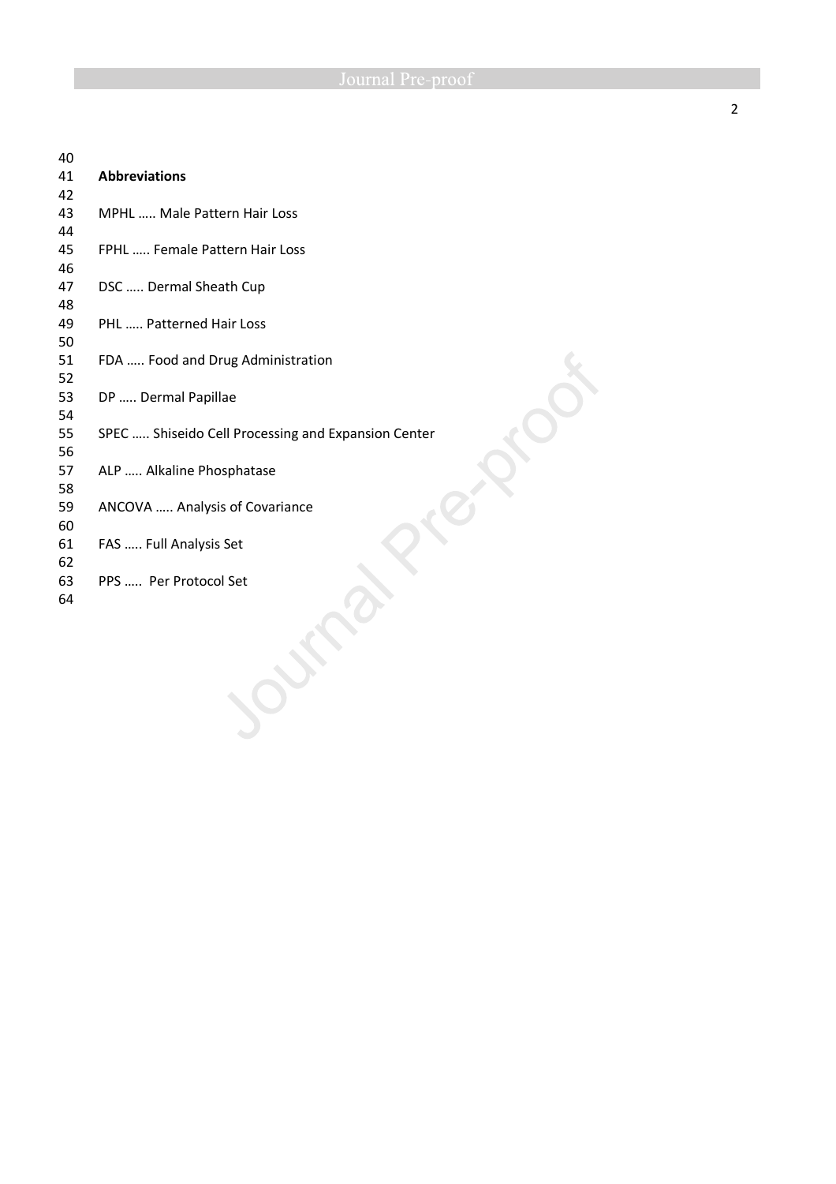**Abbreviations**

MPHL ….. Male Pattern Hair Loss

FPHL ….. Female Pattern Hair Loss

DSC ….. Dermal Sheath Cup

PHL ….. Patterned Hair Loss

FDA ….. Food and Drug Administration

DP ….. Dermal Papillae

SPEC ….. Shiseido Cell Processing and Expansion Center

ALP ….. Alkaline Phosphatase

ANCOVA ….. Analysis of Covariance

FAS ….. Full Analysis Set

PPS ….. Per Protocol Set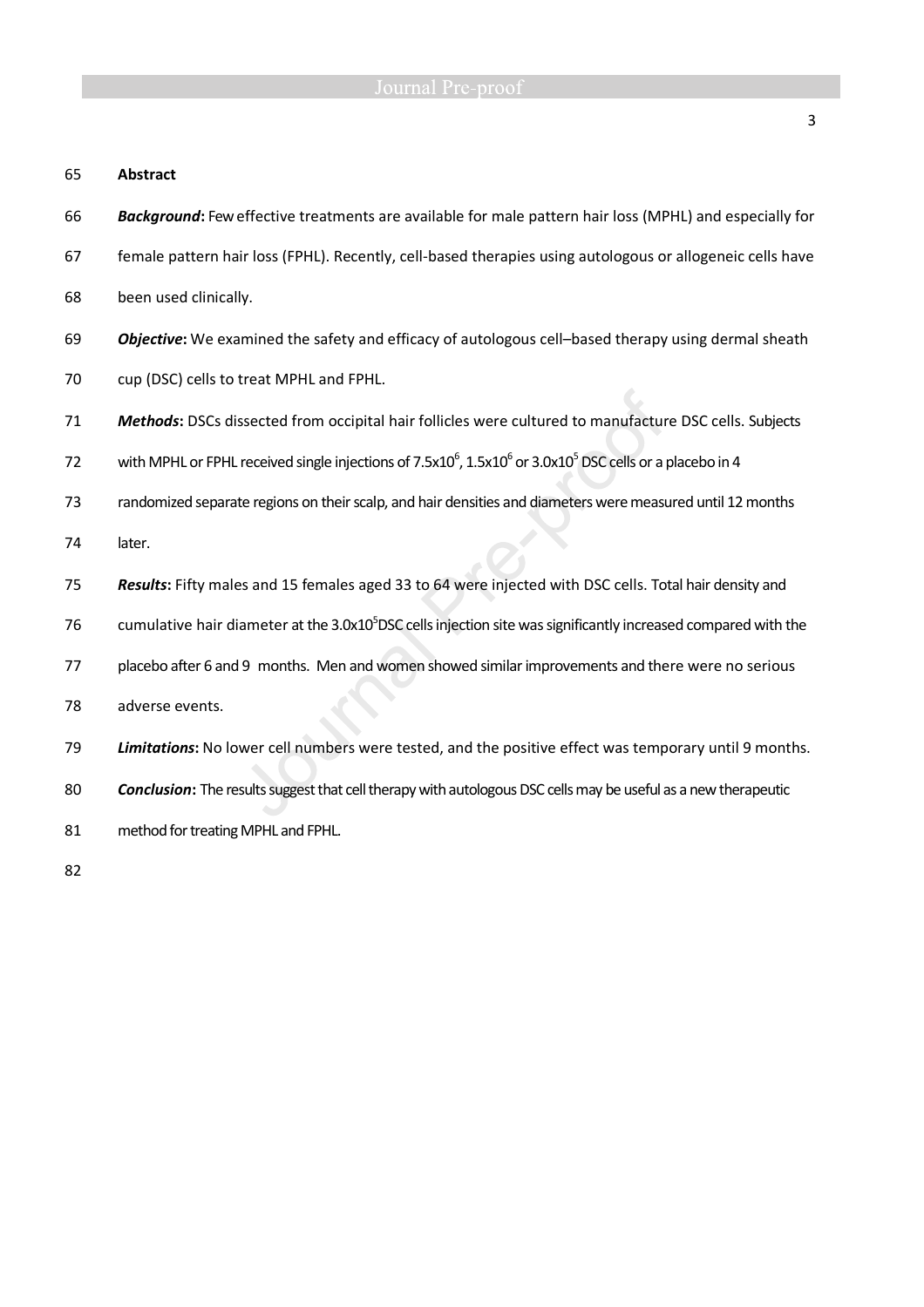**Abstract**

***Background*:** Few effective treatments are available for male pattern hair loss (MPHL) and especially for female pattern hair loss (FPHL). Recently, cell-based therapies using autologous or allogeneic cells have been used clinically.

***Objective*:** We examined the safety and efficacy of autologous cell–based therapy using dermal sheath cup (DSC) cells to treat MPHL and FPHL.

***Methods*:** DSCs dissected from occipital hair follicles were cultured to manufacture DSC cells. Subjects with MPHL or FPHL received single injections of $7.5 \times 10^6$, $1.5 \times 10^6$ or $3.0 \times 10^5$ DSC cells or a placebo in 4 randomized separate regions on their scalp, and hair densities and diameters were measured until 12 months later.

***Results*:** Fifty males and 15 females aged 33 to 64 were injected with DSC cells. Total hair density and cumulative hair diameter at the $3.0 \times 10^5$ DSC cells injection site was significantly increased compared with the placebo after 6 and 9 months. Men and women showed similar improvements and there were no serious adverse events.

***Limitations*:** No lower cell numbers were tested, and the positive effect was temporary until 9 months.

***Conclusion*:** The results suggest that cell therapy with autologous DSC cells may be useful as a new therapeutic method for treating MPHL and FPHL.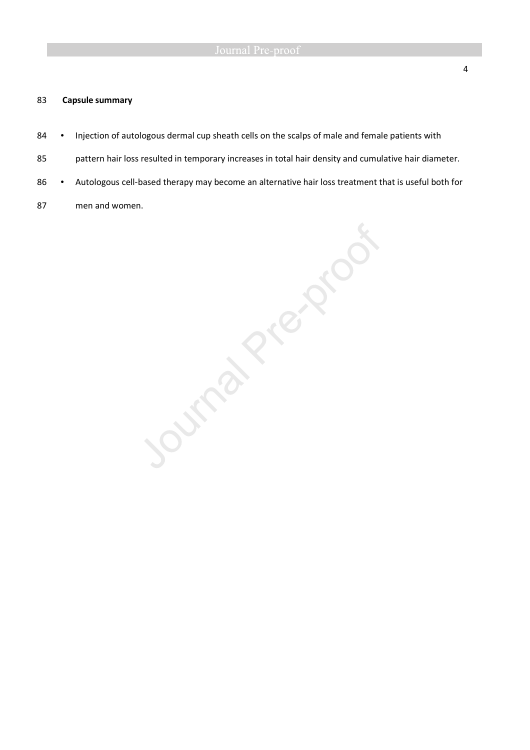**Capsule summary**

- Injection of autologous dermal cup sheath cells on the scalps of male and female patients with pattern hair loss resulted in temporary increases in total hair density and cumulative hair diameter.
- Autologous cell-based therapy may become an alternative hair loss treatment that is useful both for men and women.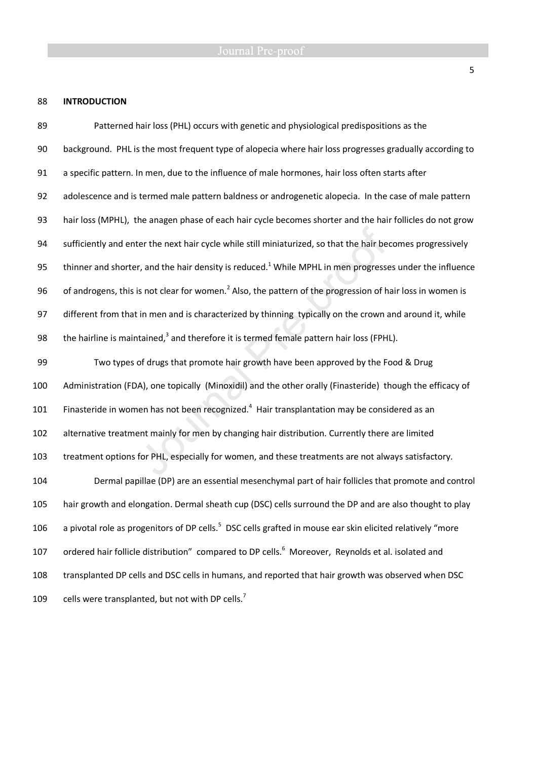## INTRODUCTION

Patterned hair loss (PHL) occurs with genetic and physiological predispositions as the background. PHL is the most frequent type of alopecia where hair loss progresses gradually according to a specific pattern. In men, due to the influence of male hormones, hair loss often starts after adolescence and is termed male pattern baldness or androgenetic alopecia. In the case of male pattern hair loss (MPHL), the anagen phase of each hair cycle becomes shorter and the hair follicles do not grow sufficiently and enter the next hair cycle while still miniaturized, so that the hair becomes progressively thinner and shorter, and the hair density is reduced.[1] While MPHL in men progresses under the influence of androgens, this is not clear for women.[2] Also, the pattern of the progression of hair loss in women is different from that in men and is characterized by thinning typically on the crown and around it, while the hairline is maintained,[3] and therefore it is termed female pattern hair loss (FPHL).

Two types of drugs that promote hair growth have been approved by the Food & Drug Administration (FDA), one topically (Minoxidil) and the other orally (Finasteride) though the efficacy of Finasteride in women has not been recognized.[4] Hair transplantation may be considered as an alternative treatment mainly for men by changing hair distribution. Currently there are limited treatment options for PHL, especially for women, and these treatments are not always satisfactory.

Dermal papillae (DP) are an essential mesenchymal part of hair follicles that promote and control hair growth and elongation. Dermal sheath cup (DSC) cells surround the DP and are also thought to play a pivotal role as progenitors of DP cells.[5] DSC cells grafted in mouse ear skin elicited relatively "more ordered hair follicle distribution" compared to DP cells.[6] Moreover, Reynolds et al. isolated and transplanted DP cells and DSC cells in humans, and reported that hair growth was observed when DSC cells were transplanted, but not with DP cells.[7]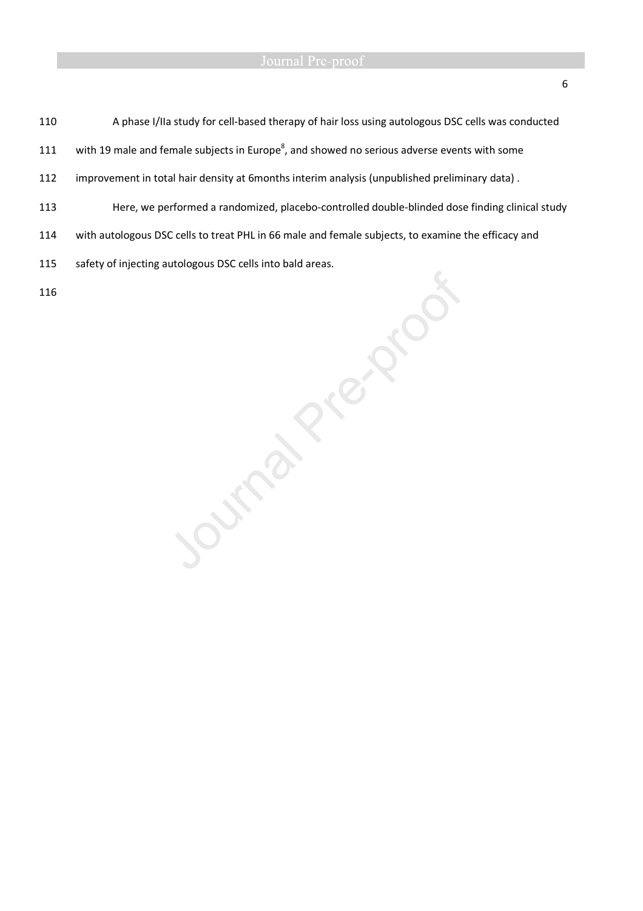A phase I/IIa study for cell-based therapy of hair loss using autologous DSC cells was conducted with 19 male and female subjects in Europe[8], and showed no serious adverse events with some improvement in total hair density at 6months interim analysis (unpublished preliminary data) .

Here, we performed a randomized, placebo-controlled double-blinded dose finding clinical study with autologous DSC cells to treat PHL in 66 male and female subjects, to examine the efficacy and safety of injecting autologous DSC cells into bald areas.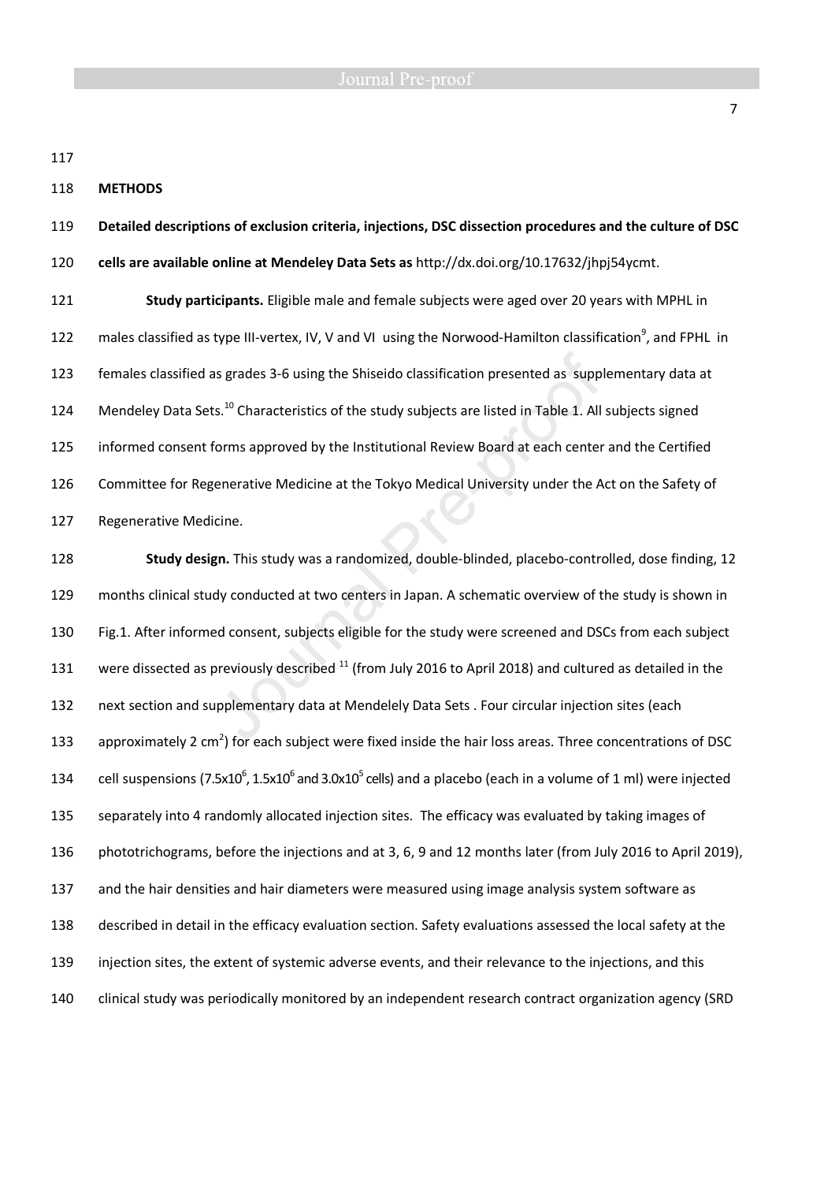## METHODS

**Detailed descriptions of exclusion criteria, injections, DSC dissection procedures and the culture of DSC cells are available online at Mendeley Data Sets as** http://dx.doi.org/10.17632/jhpj54ycmt.

**Study participants.** Eligible male and female subjects were aged over 20 years with MPHL in males classified as type III-vertex, IV, V and VI using the Norwood-Hamilton classification[9], and FPHL in females classified as grades 3-6 using the Shiseido classification presented as supplementary data at Mendeley Data Sets.[10] Characteristics of the study subjects are listed in Table 1. All subjects signed informed consent forms approved by the Institutional Review Board at each center and the Certified Committee for Regenerative Medicine at the Tokyo Medical University under the Act on the Safety of Regenerative Medicine.

**Study design.** This study was a randomized, double-blinded, placebo-controlled, dose finding, 12 months clinical study conducted at two centers in Japan. A schematic overview of the study is shown in Fig.1. After informed consent, subjects eligible for the study were screened and DSCs from each subject were dissected as previously described [11] (from July 2016 to April 2018) and cultured as detailed in the next section and supplementary data at Mendelely Data Sets . Four circular injection sites (each approximately 2 $cm^2$) for each subject were fixed inside the hair loss areas. Three concentrations of DSC cell suspensions ($7.5 \times 10^6$, $1.5 \times 10^6$ and $3.0 \times 10^5$ cells) and a placebo (each in a volume of 1 ml) were injected separately into 4 randomly allocated injection sites. The efficacy was evaluated by taking images of phototrichograms, before the injections and at 3, 6, 9 and 12 months later (from July 2016 to April 2019), and the hair densities and hair diameters were measured using image analysis system software as described in detail in the efficacy evaluation section. Safety evaluations assessed the local safety at the injection sites, the extent of systemic adverse events, and their relevance to the injections, and this clinical study was periodically monitored by an independent research contract organization agency (SRD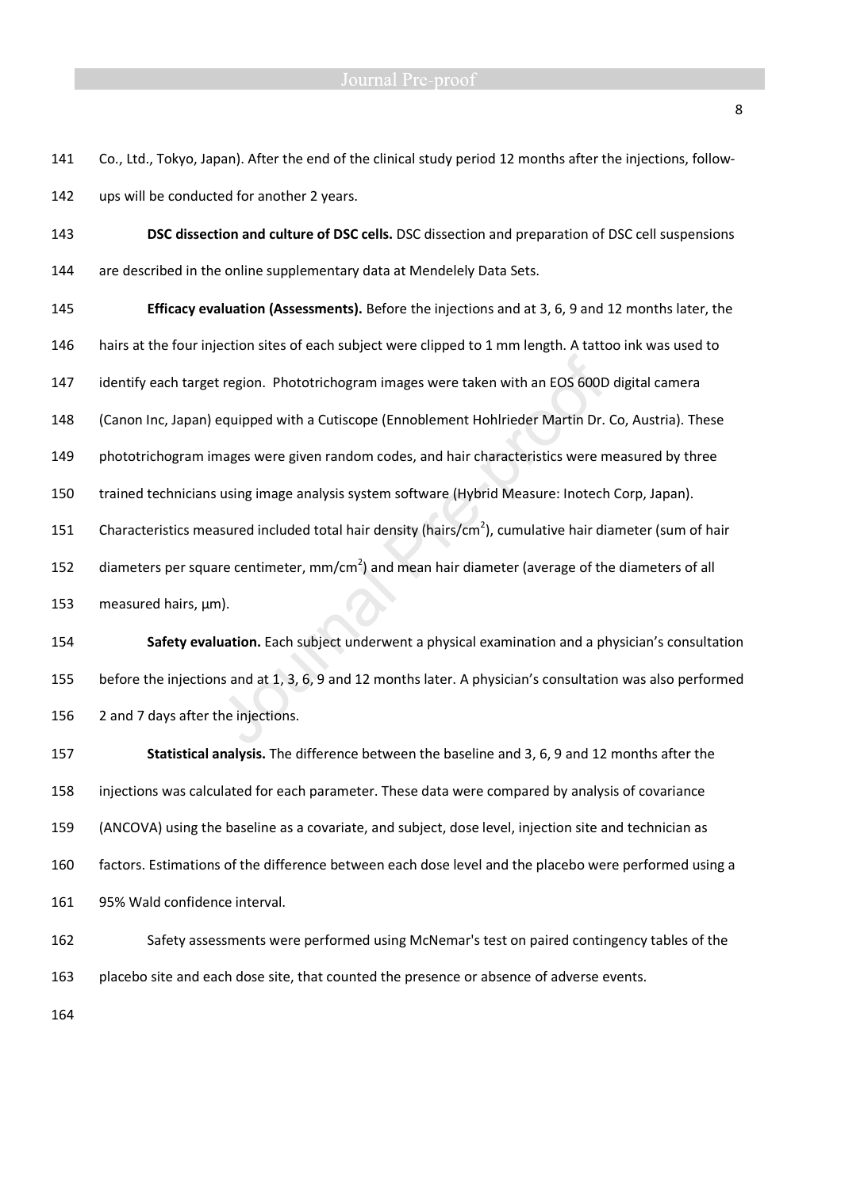Co., Ltd., Tokyo, Japan). After the end of the clinical study period 12 months after the injections, follow-ups will be conducted for another 2 years.

**DSC dissection and culture of DSC cells.** DSC dissection and preparation of DSC cell suspensions are described in the online supplementary data at Mendelely Data Sets.

**Efficacy evaluation (Assessments).** Before the injections and at 3, 6, 9 and 12 months later, the hairs at the four injection sites of each subject were clipped to 1 mm length. A tattoo ink was used to identify each target region. Phototrichogram images were taken with an EOS 600D digital camera (Canon Inc, Japan) equipped with a Cutiscope (Ennoblement Hohlrieder Martin Dr. Co, Austria). These phototrichogram images were given random codes, and hair characteristics were measured by three trained technicians using image analysis system software (Hybrid Measure: Inotech Corp, Japan). Characteristics measured included total hair density (hairs/cm$^2$), cumulative hair diameter (sum of hair diameters per square centimeter, mm/cm$^2$) and mean hair diameter (average of the diameters of all measured hairs, µm).

**Safety evaluation.** Each subject underwent a physical examination and a physician's consultation before the injections and at 1, 3, 6, 9 and 12 months later. A physician's consultation was also performed 2 and 7 days after the injections.

**Statistical analysis.** The difference between the baseline and 3, 6, 9 and 12 months after the injections was calculated for each parameter. These data were compared by analysis of covariance (ANCOVA) using the baseline as a covariate, and subject, dose level, injection site and technician as factors. Estimations of the difference between each dose level and the placebo were performed using a 95% Wald confidence interval.

Safety assessments were performed using McNemar's test on paired contingency tables of the placebo site and each dose site, that counted the presence or absence of adverse events.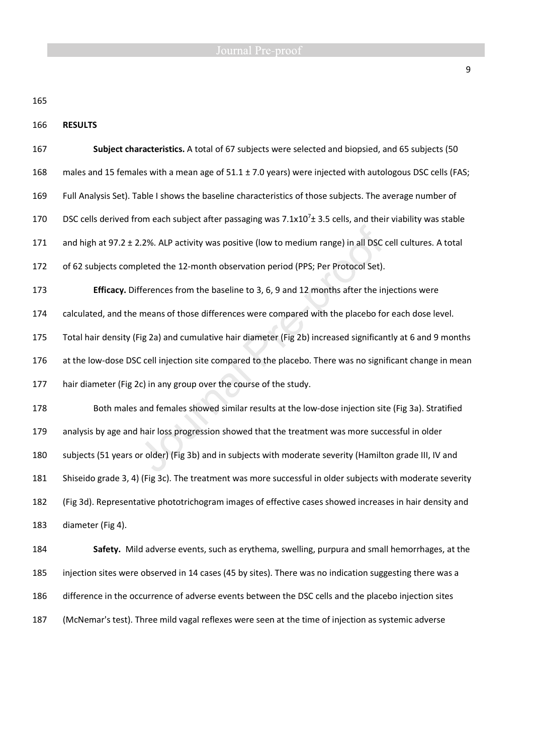## RESULTS

**Subject characteristics.** A total of 67 subjects were selected and biopsied, and 65 subjects (50 males and 15 females with a mean age of 51.1 ± 7.0 years) were injected with autologous DSC cells (FAS; Full Analysis Set). Table I shows the baseline characteristics of those subjects. The average number of DSC cells derived from each subject after passaging was $7.1 \times 10^7 \pm 3.5$ cells, and their viability was stable and high at 97.2 ± 2.2%. ALP activity was positive (low to medium range) in all DSC cell cultures. A total of 62 subjects completed the 12-month observation period (PPS; Per Protocol Set).

**Efficacy.** Differences from the baseline to 3, 6, 9 and 12 months after the injections were calculated, and the means of those differences were compared with the placebo for each dose level. Total hair density (Fig 2a) and cumulative hair diameter (Fig 2b) increased significantly at 6 and 9 months at the low-dose DSC cell injection site compared to the placebo. There was no significant change in mean hair diameter (Fig 2c) in any group over the course of the study.

Both males and females showed similar results at the low-dose injection site (Fig 3a). Stratified analysis by age and hair loss progression showed that the treatment was more successful in older subjects (51 years or older) (Fig 3b) and in subjects with moderate severity (Hamilton grade III, IV and Shiseido grade 3, 4) (Fig 3c). The treatment was more successful in older subjects with moderate severity (Fig 3d). Representative phototrichogram images of effective cases showed increases in hair density and diameter (Fig 4).

**Safety.** Mild adverse events, such as erythema, swelling, purpura and small hemorrhages, at the injection sites were observed in 14 cases (45 by sites). There was no indication suggesting there was a difference in the occurrence of adverse events between the DSC cells and the placebo injection sites (McNemar's test). Three mild vagal reflexes were seen at the time of injection as systemic adverse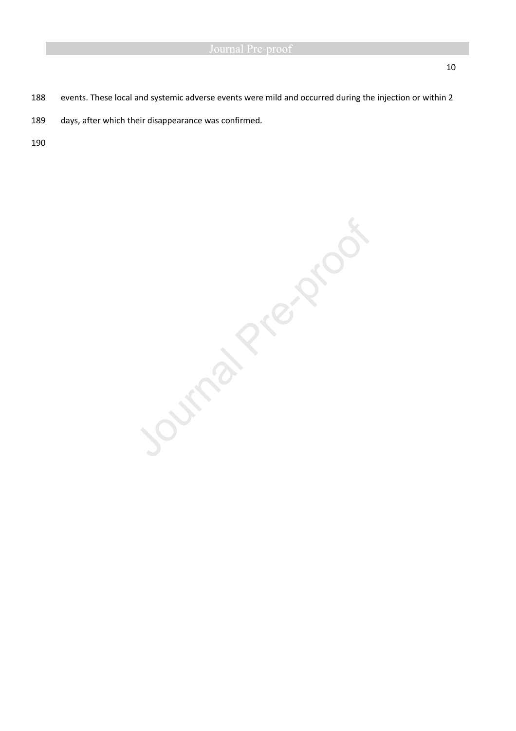events. These local and systemic adverse events were mild and occurred during the injection or within 2 days, after which their disappearance was confirmed.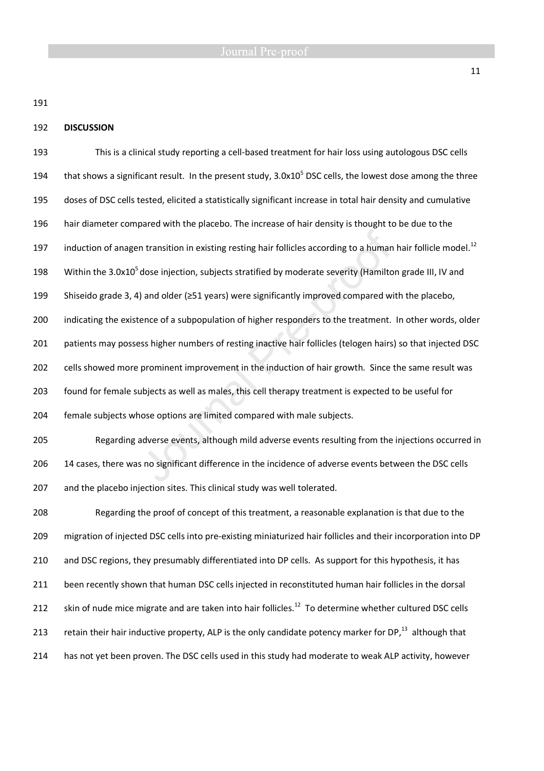## DISCUSSION

This is a clinical study reporting a cell-based treatment for hair loss using autologous DSC cells that shows a significant result. In the present study, $3.0 \times 10^5$ DSC cells, the lowest dose among the three doses of DSC cells tested, elicited a statistically significant increase in total hair density and cumulative hair diameter compared with the placebo. The increase of hair density is thought to be due to the induction of anagen transition in existing resting hair follicles according to a human hair follicle model.[12] Within the $3.0 \times 10^5$ dose injection, subjects stratified by moderate severity (Hamilton grade III, IV and Shiseido grade 3, 4) and older (≥51 years) were significantly improved compared with the placebo, indicating the existence of a subpopulation of higher responders to the treatment. In other words, older patients may possess higher numbers of resting inactive hair follicles (telogen hairs) so that injected DSC cells showed more prominent improvement in the induction of hair growth. Since the same result was found for female subjects as well as males, this cell therapy treatment is expected to be useful for female subjects whose options are limited compared with male subjects.

Regarding adverse events, although mild adverse events resulting from the injections occurred in 14 cases, there was no significant difference in the incidence of adverse events between the DSC cells and the placebo injection sites. This clinical study was well tolerated.

Regarding the proof of concept of this treatment, a reasonable explanation is that due to the migration of injected DSC cells into pre-existing miniaturized hair follicles and their incorporation into DP and DSC regions, they presumably differentiated into DP cells. As support for this hypothesis, it has been recently shown that human DSC cells injected in reconstituted human hair follicles in the dorsal skin of nude mice migrate and are taken into hair follicles.[12] To determine whether cultured DSC cells retain their hair inductive property, ALP is the only candidate potency marker for DP,[13] although that has not yet been proven. The DSC cells used in this study had moderate to weak ALP activity, however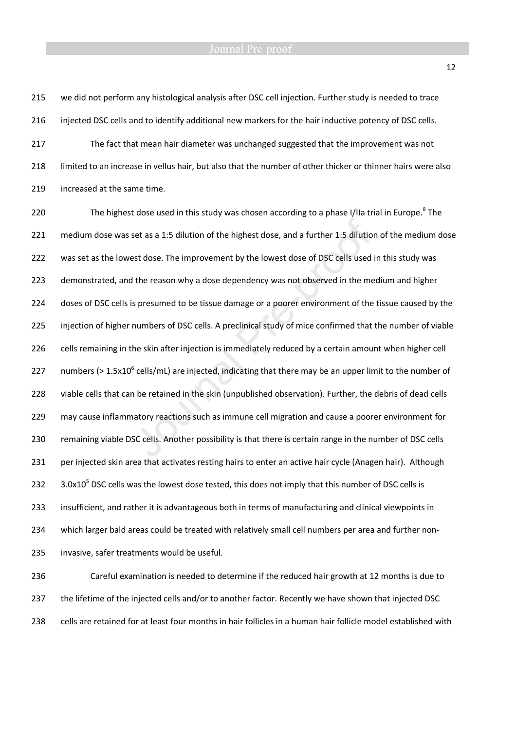we did not perform any histological analysis after DSC cell injection. Further study is needed to trace injected DSC cells and to identify additional new markers for the hair inductive potency of DSC cells.

The fact that mean hair diameter was unchanged suggested that the improvement was not limited to an increase in vellus hair, but also that the number of other thicker or thinner hairs were also increased at the same time.

The highest dose used in this study was chosen according to a phase I/IIa trial in Europe.[8] The medium dose was set as a 1:5 dilution of the highest dose, and a further 1:5 dilution of the medium dose was set as the lowest dose. The improvement by the lowest dose of DSC cells used in this study was demonstrated, and the reason why a dose dependency was not observed in the medium and higher doses of DSC cells is presumed to be tissue damage or a poorer environment of the tissue caused by the injection of higher numbers of DSC cells. A preclinical study of mice confirmed that the number of viable cells remaining in the skin after injection is immediately reduced by a certain amount when higher cell numbers (> $1.5x10^6$ cells/mL) are injected, indicating that there may be an upper limit to the number of viable cells that can be retained in the skin (unpublished observation). Further, the debris of dead cells may cause inflammatory reactions such as immune cell migration and cause a poorer environment for remaining viable DSC cells. Another possibility is that there is certain range in the number of DSC cells per injected skin area that activates resting hairs to enter an active hair cycle (Anagen hair). Although $3.0x10^5$ DSC cells was the lowest dose tested, this does not imply that this number of DSC cells is insufficient, and rather it is advantageous both in terms of manufacturing and clinical viewpoints in which larger bald areas could be treated with relatively small cell numbers per area and further non-invasive, safer treatments would be useful.

Careful examination is needed to determine if the reduced hair growth at 12 months is due to the lifetime of the injected cells and/or to another factor. Recently we have shown that injected DSC cells are retained for at least four months in hair follicles in a human hair follicle model established with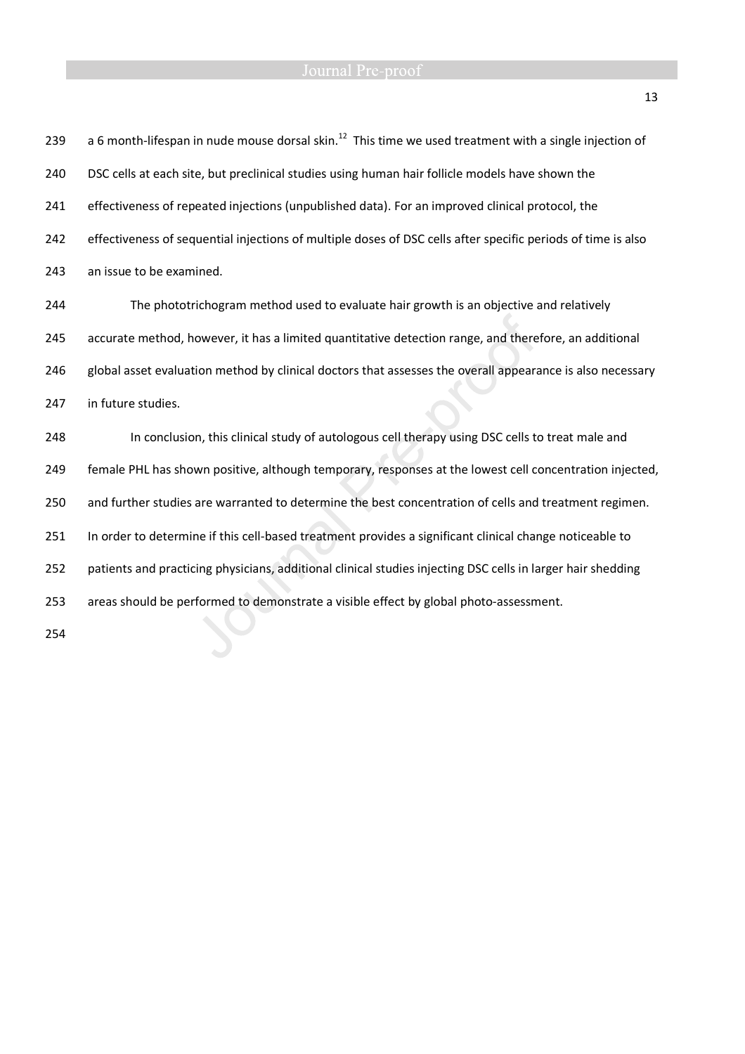a 6 month-lifespan in nude mouse dorsal skin.[12] This time we used treatment with a single injection of DSC cells at each site, but preclinical studies using human hair follicle models have shown the effectiveness of repeated injections (unpublished data). For an improved clinical protocol, the effectiveness of sequential injections of multiple doses of DSC cells after specific periods of time is also an issue to be examined.

The phototrichogram method used to evaluate hair growth is an objective and relatively accurate method, however, it has a limited quantitative detection range, and therefore, an additional global asset evaluation method by clinical doctors that assesses the overall appearance is also necessary in future studies.

In conclusion, this clinical study of autologous cell therapy using DSC cells to treat male and female PHL has shown positive, although temporary, responses at the lowest cell concentration injected, and further studies are warranted to determine the best concentration of cells and treatment regimen. In order to determine if this cell-based treatment provides a significant clinical change noticeable to patients and practicing physicians, additional clinical studies injecting DSC cells in larger hair shedding areas should be performed to demonstrate a visible effect by global photo-assessment.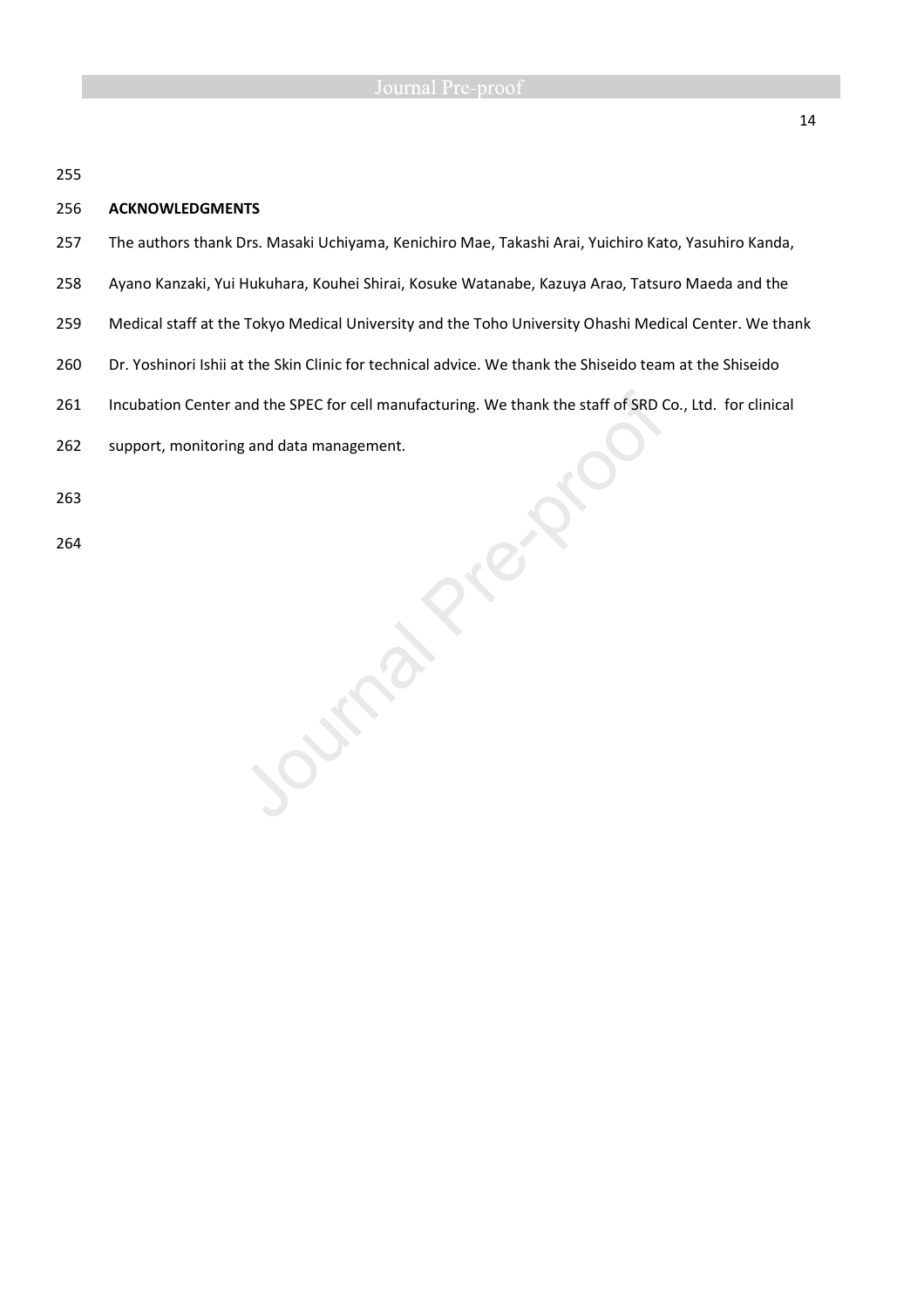## ACKNOWLEDGMENTS

The authors thank Drs. Masaki Uchiyama, Kenichiro Mae, Takashi Arai, Yuichiro Kato, Yasuhiro Kanda, Ayano Kanzaki, Yui Hukuhara, Kouhei Shirai, Kosuke Watanabe, Kazuya Arao, Tatsuro Maeda and the Medical staff at the Tokyo Medical University and the Toho University Ohashi Medical Center. We thank Dr. Yoshinori Ishii at the Skin Clinic for technical advice. We thank the Shiseido team at the Shiseido Incubation Center and the SPEC for cell manufacturing. We thank the staff of SRD Co., Ltd. for clinical support, monitoring and data management.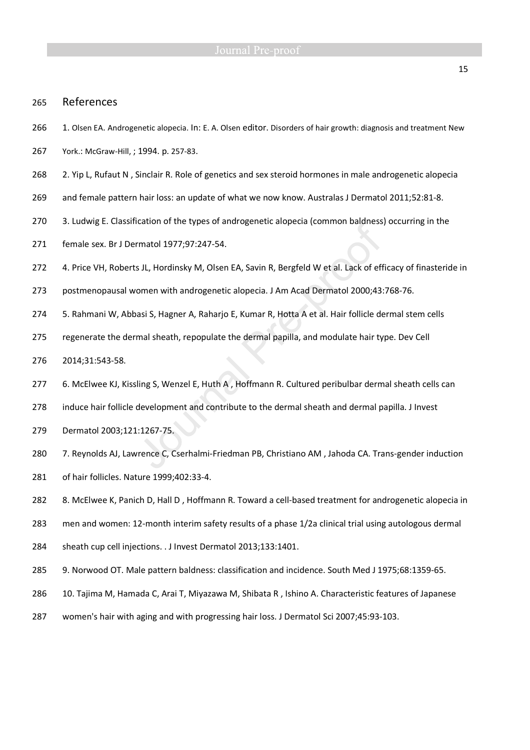## References

1. Olsen EA. Androgenetic alopecia. In: E. A. Olsen editor. Disorders of hair growth: diagnosis and treatment New York.: McGraw-Hill, ; 1994. p. 257-83.
2. Yip L, Rufaut N , Sinclair R. Role of genetics and sex steroid hormones in male androgenetic alopecia and female pattern hair loss: an update of what we now know. Australas J Dermatol 2011;52:81-8.
3. Ludwig E. Classification of the types of androgenetic alopecia (common baldness) occurring in the female sex. Br J Dermatol 1977;97:247-54.
4. Price VH, Roberts JL, Hordinsky M, Olsen EA, Savin R, Bergfeld W et al. Lack of efficacy of finasteride in postmenopausal women with androgenetic alopecia. J Am Acad Dermatol 2000;43:768-76.
5. Rahmani W, Abbasi S, Hagner A, Raharjo E, Kumar R, Hotta A et al. Hair follicle dermal stem cells regenerate the dermal sheath, repopulate the dermal papilla, and modulate hair type. Dev Cell 2014;31:543-58.
6. McElwee KJ, Kissling S, Wenzel E, Huth A , Hoffmann R. Cultured peribulbar dermal sheath cells can induce hair follicle development and contribute to the dermal sheath and dermal papilla. J Invest Dermatol 2003;121:1267-75.
7. Reynolds AJ, Lawrence C, Cserhalmi-Friedman PB, Christiano AM , Jahoda CA. Trans-gender induction of hair follicles. Nature 1999;402:33-4.
8. McElwee K, Panich D, Hall D , Hoffmann R. Toward a cell-based treatment for androgenetic alopecia in men and women: 12-month interim safety results of a phase 1/2a clinical trial using autologous dermal sheath cup cell injections. . J Invest Dermatol 2013;133:1401.
9. Norwood OT. Male pattern baldness: classification and incidence. South Med J 1975;68:1359-65.
10. Tajima M, Hamada C, Arai T, Miyazawa M, Shibata R , Ishino A. Characteristic features of Japanese women's hair with aging and with progressing hair loss. J Dermatol Sci 2007;45:93-103.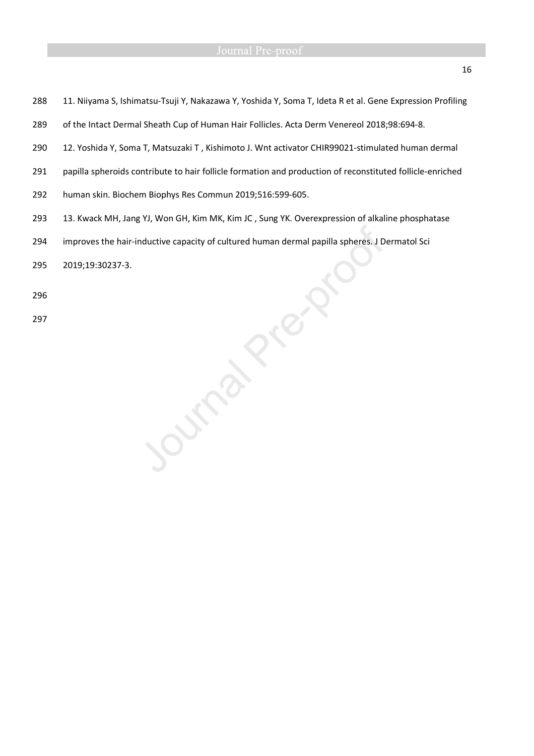11. Niiyama S, Ishimatsu-Tsuji Y, Nakazawa Y, Yoshida Y, Soma T, Ideta R et al. Gene Expression Profiling of the Intact Dermal Sheath Cup of Human Hair Follicles. Acta Derm Venereol 2018;98:694-8.

12. Yoshida Y, Soma T, Matsuzaki T , Kishimoto J. Wnt activator CHIR99021-stimulated human dermal papilla spheroids contribute to hair follicle formation and production of reconstituted follicle-enriched human skin. Biochem Biophys Res Commun 2019;516:599-605.

13. Kwack MH, Jang YJ, Won GH, Kim MK, Kim JC , Sung YK. Overexpression of alkaline phosphatase improves the hair-inductive capacity of cultured human dermal papilla spheres. J Dermatol Sci 2019;19:30237-3.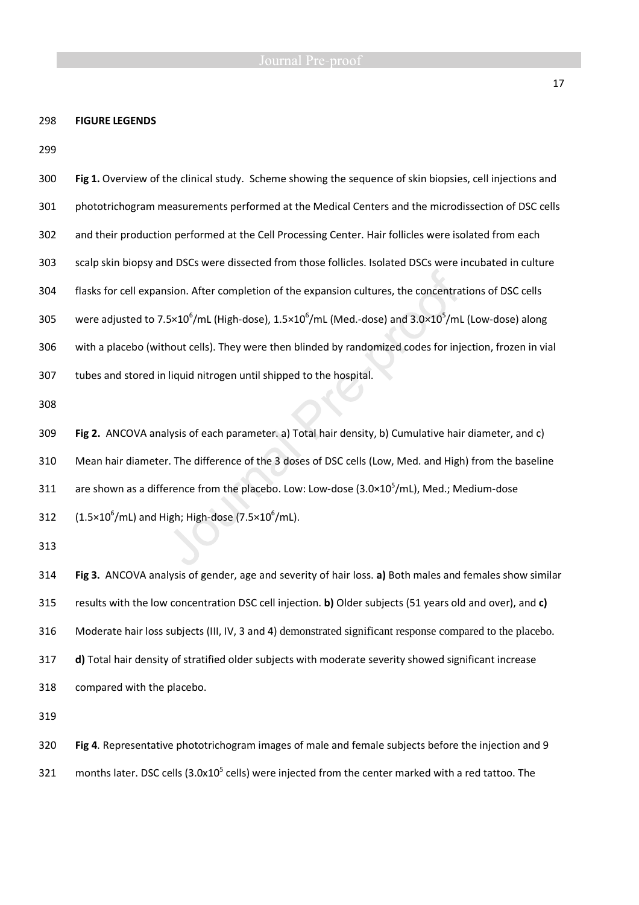**FIGURE LEGENDS**

**Fig 1.** Overview of the clinical study. Scheme showing the sequence of skin biopsies, cell injections and phototrichogram measurements performed at the Medical Centers and the microdissection of DSC cells and their production performed at the Cell Processing Center. Hair follicles were isolated from each scalp skin biopsy and DSCs were dissected from those follicles. Isolated DSCs were incubated in culture flasks for cell expansion. After completion of the expansion cultures, the concentrations of DSC cells were adjusted to $7.5\times10^6$/mL (High-dose), $1.5\times10^6$/mL (Med.-dose) and $3.0\times10^5$/mL (Low-dose) along with a placebo (without cells). They were then blinded by randomized codes for injection, frozen in vial tubes and stored in liquid nitrogen until shipped to the hospital.

**Fig 2.** ANCOVA analysis of each parameter. a) Total hair density, b) Cumulative hair diameter, and c) Mean hair diameter. The difference of the 3 doses of DSC cells (Low, Med. and High) from the baseline are shown as a difference from the placebo. Low: Low-dose ($3.0\times10^5$/mL), Med.; Medium-dose ($1.5\times10^6$/mL) and High; High-dose ($7.5\times10^6$/mL).

**Fig 3.** ANCOVA analysis of gender, age and severity of hair loss. **a)** Both males and females show similar results with the low concentration DSC cell injection. **b)** Older subjects (51 years old and over), and **c)** Moderate hair loss subjects (III, IV, 3 and 4) demonstrated significant response compared to the placebo. **d)** Total hair density of stratified older subjects with moderate severity showed significant increase compared with the placebo.

**Fig 4**. Representative phototrichogram images of male and female subjects before the injection and 9 months later. DSC cells ($3.0\text{x}10^5$ cells) were injected from the center marked with a red tattoo. The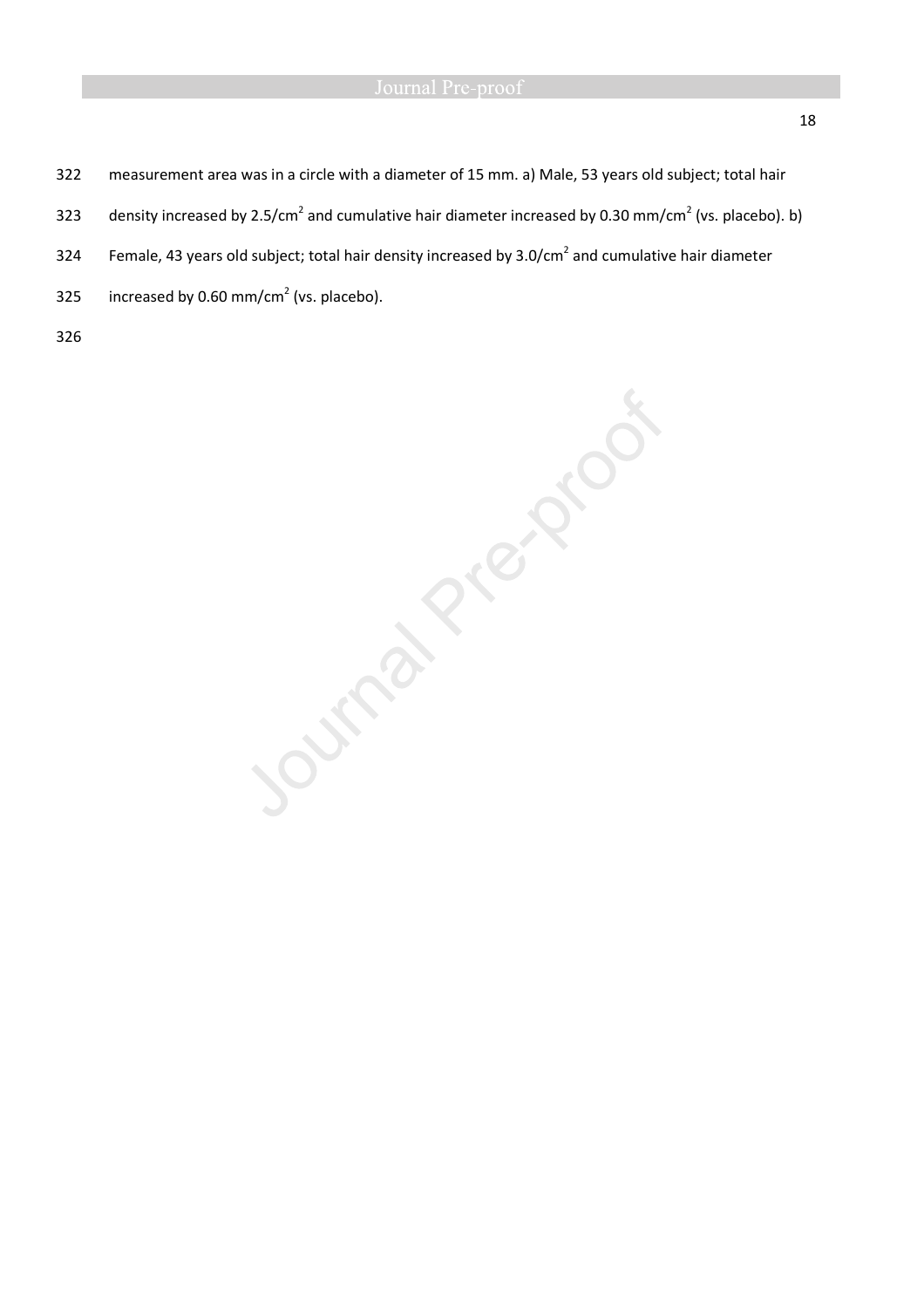measurement area was in a circle with a diameter of 15 mm. a) Male, 53 years old subject; total hair density increased by $2.5/cm^2$ and cumulative hair diameter increased by $0.30\ mm/cm^2$ (vs. placebo). b) Female, 43 years old subject; total hair density increased by $3.0/cm^2$ and cumulative hair diameter increased by $0.60\ mm/cm^2$ (vs. placebo).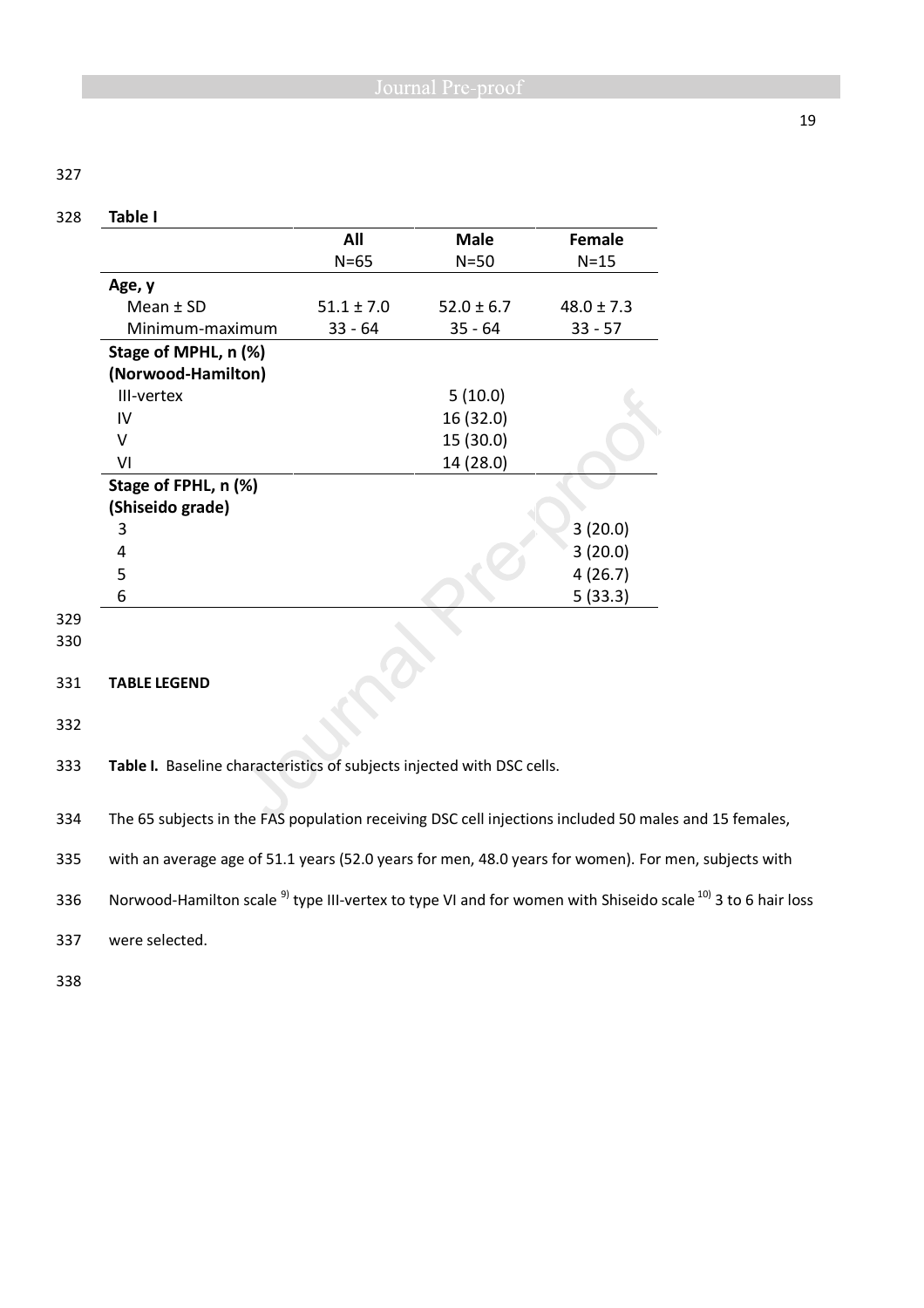**Table I**

| | All N=65 | Male N=50 | Female N=15 |
|---|---|---|---|
| **Age, y** | | | |
| Mean ± SD | 51.1 ± 7.0 | 52.0 ± 6.7 | 48.0 ± 7.3 |
| Minimum-maximum | 33 - 64 | 35 - 64 | 33 - 57 |
| **Stage of MPHL, n (%) (Norwood-Hamilton)** | | | |
| III-vertex | | 5 (10.0) | |
| IV | | 16 (32.0) | |
| V | | 15 (30.0) | |
| VI | | 14 (28.0) | |
| **Stage of FPHL, n (%) (Shiseido grade)** | | | |
| 3 | | | 3 (20.0) |
| 4 | | | 3 (20.0) |
| 5 | | | 4 (26.7) |
| 6 | | | 5 (33.3) |

**TABLE LEGEND**

**Table I.** Baseline characteristics of subjects injected with DSC cells.

The 65 subjects in the FAS population receiving DSC cell injections included 50 males and 15 females, with an average age of 51.1 years (52.0 years for men, 48.0 years for women). For men, subjects with Norwood-Hamilton scale [9] type III-vertex to type VI and for women with Shiseido scale [10] 3 to 6 hair loss were selected.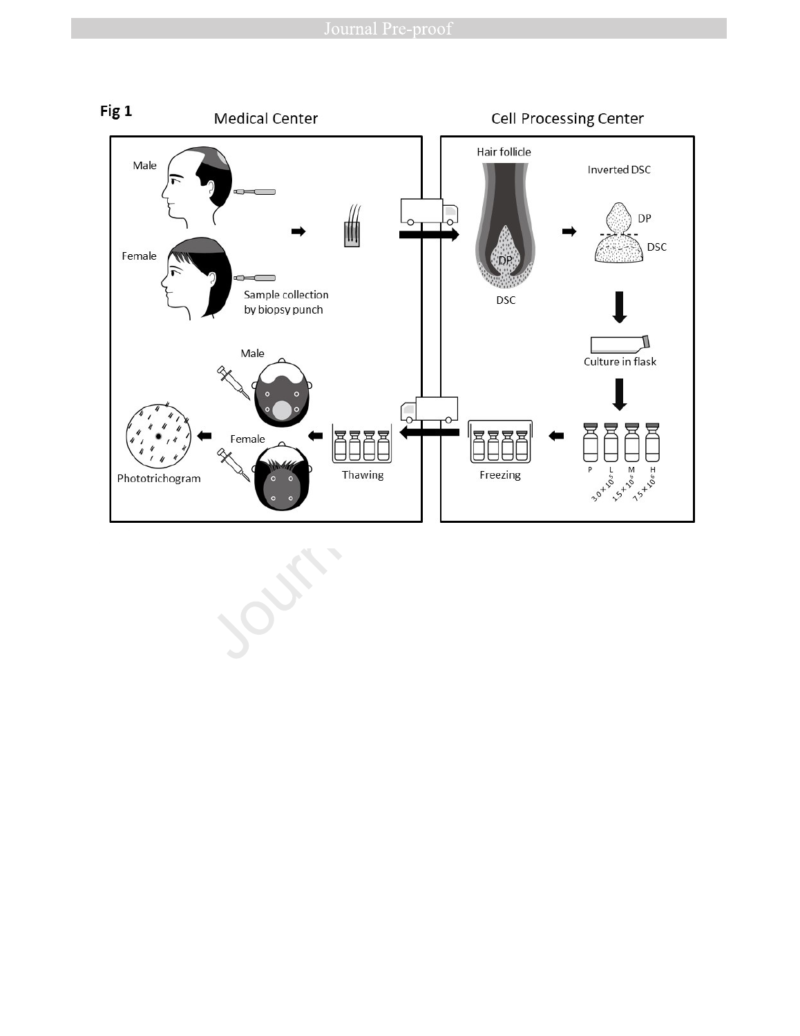Fig 1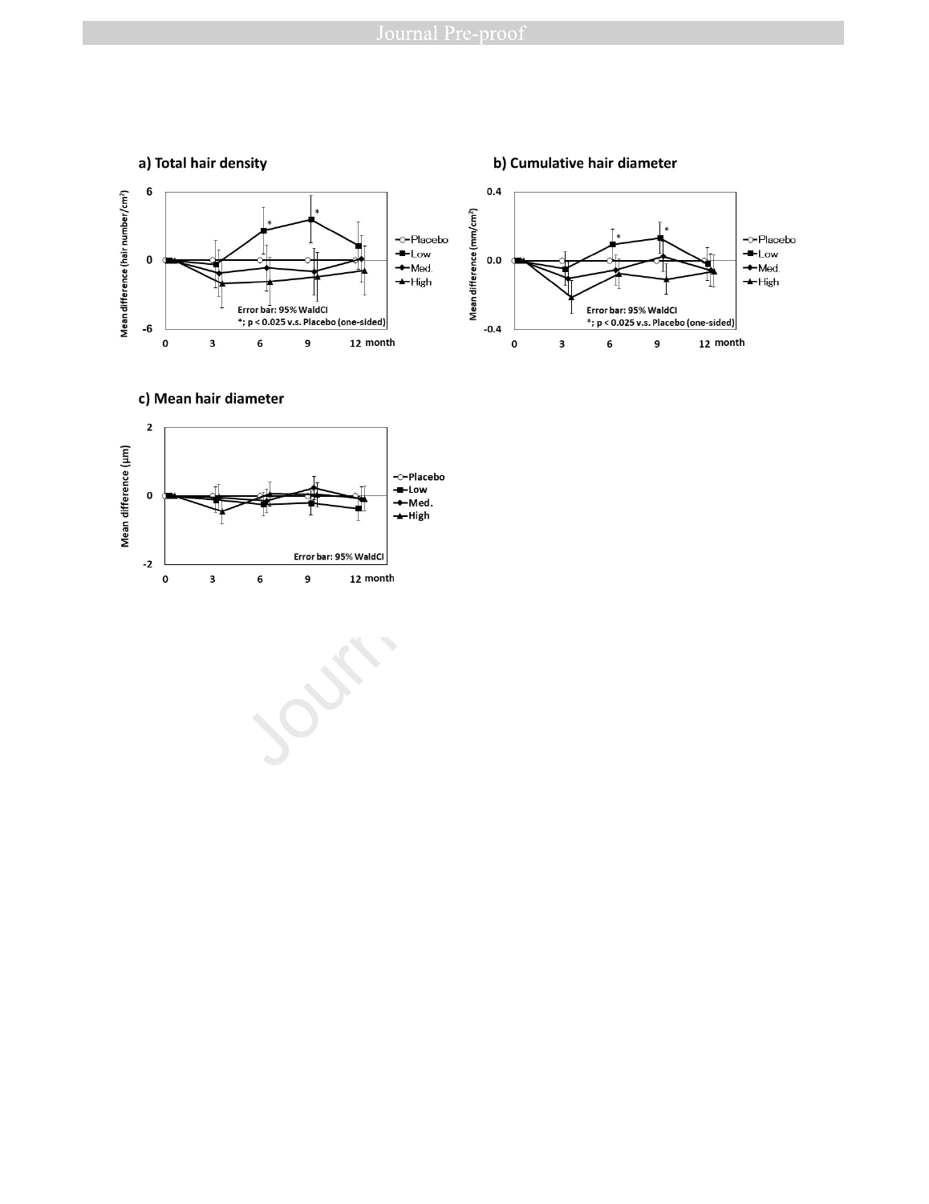**a) Total hair density**

Mean difference (hair number/$cm^2$)

Error bar: 95% WaldCI

*; p < 0.025 v.s. Placebo (one-sided)

Placebo, Low, Med., High

0, 3, 6, 9, 12 month

**b) Cumulative hair diameter**

Mean difference (mm/$cm^2$)

Error bar: 95% WaldCI

*; p < 0.025 v.s. Placebo (one-sided)

Placebo, Low, Med., High

0, 3, 6, 9, 12 month

**c) Mean hair diameter**

Mean difference (μm)

Error bar: 95% WaldCI

Placebo, Low, Med., High

0, 3, 6, 9, 12 month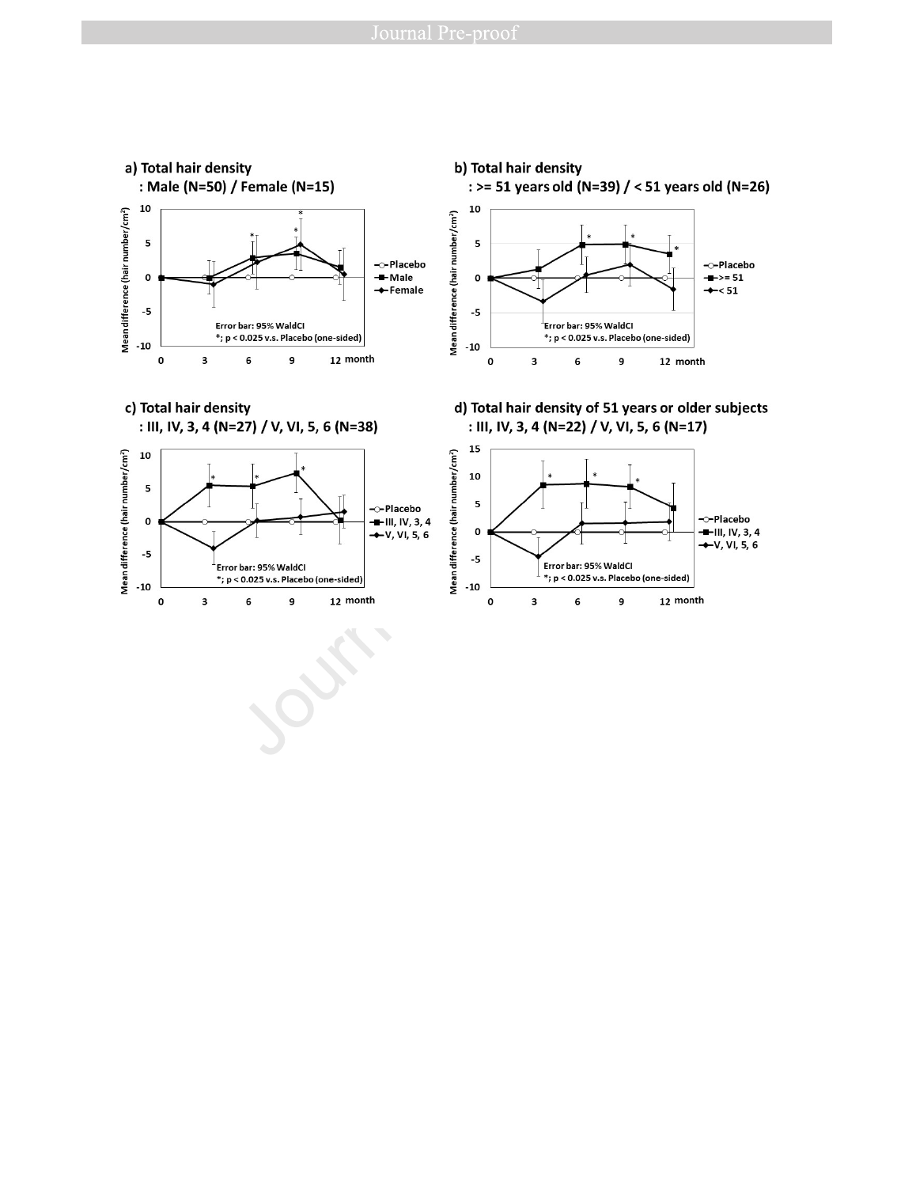a) Total hair density
: Male (N=50) / Female (N=15)

Mean difference (hair number/cm²)

Error bar: 95% WaldCI
*; p < 0.025 v.s. Placebo (one-sided)

b) Total hair density
: >= 51 years old (N=39) / < 51 years old (N=26)

Error bar: 95% WaldCI
*; p < 0.025 v.s. Placebo (one-sided)

c) Total hair density
: III, IV, 3, 4 (N=27) / V, VI, 5, 6 (N=38)

Error bar: 95% WaldCI
*; p < 0.025 v.s. Placebo (one-sided)

d) Total hair density of 51 years or older subjects
: III, IV, 3, 4 (N=22) / V, VI, 5, 6 (N=17)

Error bar: 95% WaldCI
*; p < 0.025 v.s. Placebo (one-sided)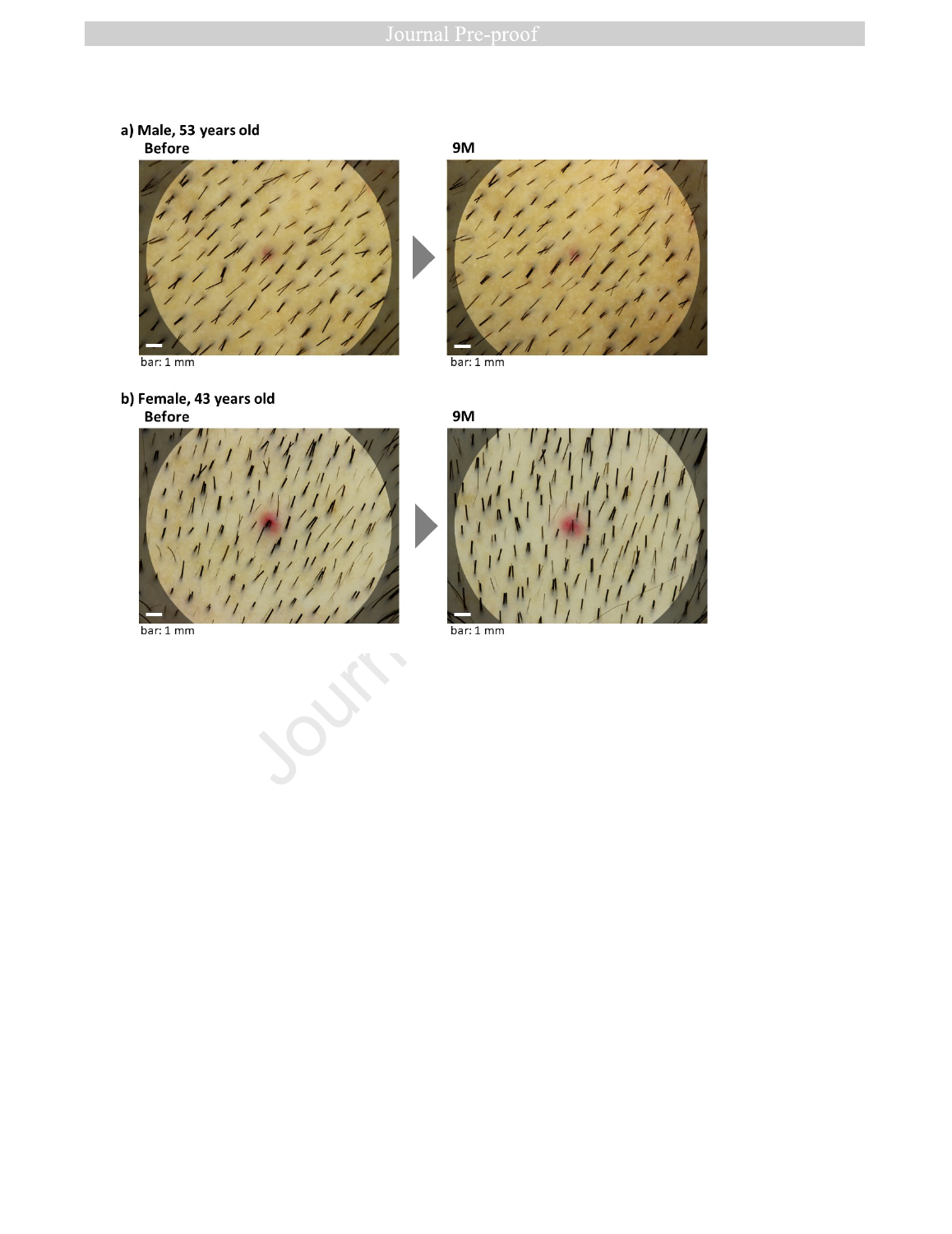a) Male, 53 years old

Before

bar: 1 mm

9M

bar: 1 mm

b) Female, 43 years old

Before

bar: 1 mm

9M

bar: 1 mm